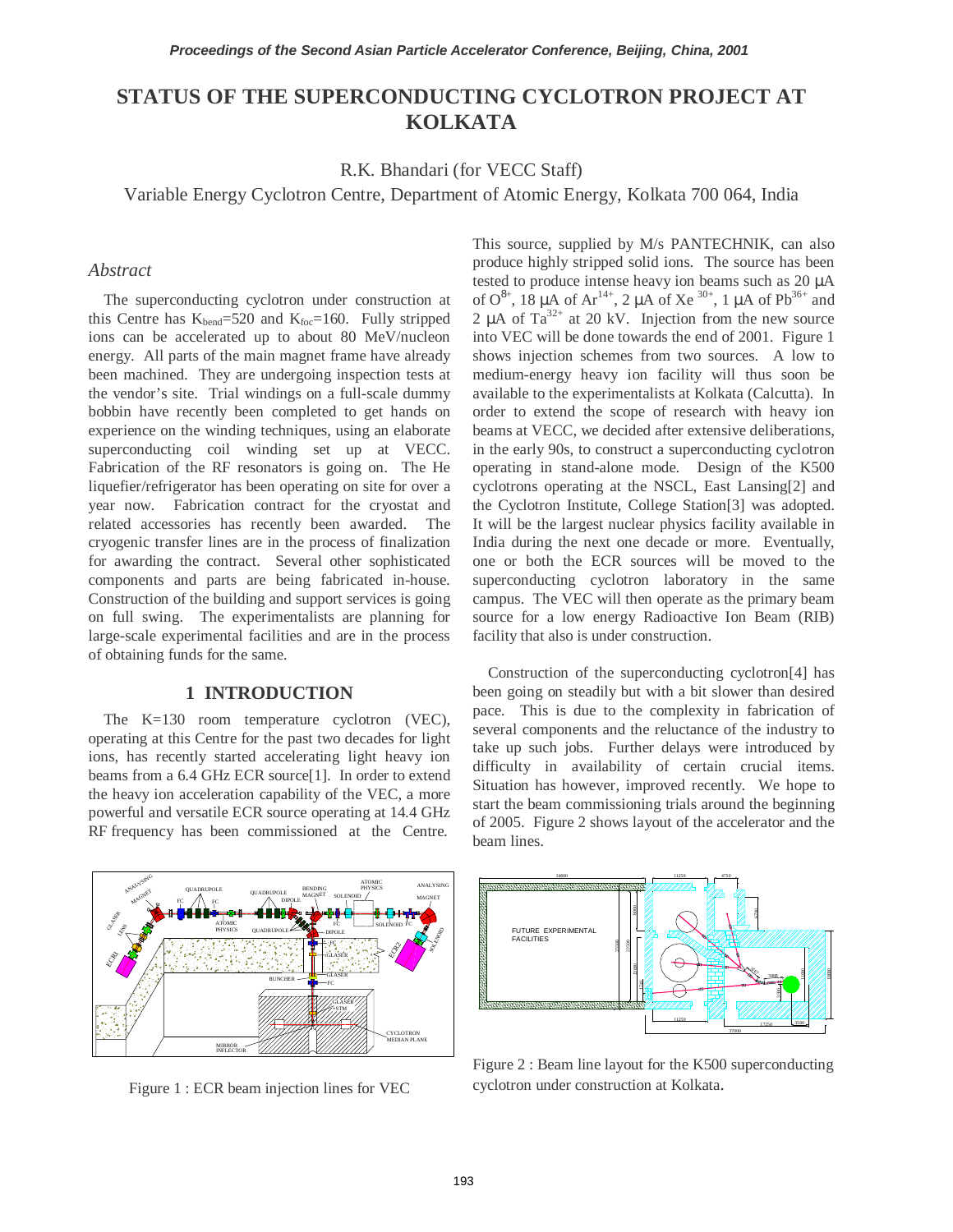# STATUS OF THE SUPERCONDUCTING CYCLOTRON PROJECT AT KOLKATA

R.K. Bhandari (for VECC Staff)

Variable Energy Cyclotron Centre, Department of Atomic Energy, Kolkata 700 064, India

## *Abstract*

The superconducting cyclotron under construction at this Centre has $K_{bend}$=520 and $K_{foc}$=160. Fully stripped ions can be accelerated up to about 80 MeV/nucleon energy. All parts of the main magnet frame have already been machined. They are undergoing inspection tests at the vendor's site. Trial windings on a full-scale dummy bobbin have recently been completed to get hands on experience on the winding techniques, using an elaborate superconducting coil winding set up at VECC. Fabrication of the RF resonators is going on. The He liquefier/refrigerator has been operating on site for over a year now. Fabrication contract for the cryostat and related accessories has recently been awarded. The cryogenic transfer lines are in the process of finalization for awarding the contract. Several other sophisticated components and parts are being fabricated in-house. Construction of the building and support services is going on full swing. The experimentalists are planning for large-scale experimental facilities and are in the process of obtaining funds for the same.

## 1 INTRODUCTION

The K=130 room temperature cyclotron (VEC), operating at this Centre for the past two decades for light ions, has recently started accelerating light heavy ion beams from a 6.4 GHz ECR source[1]. In order to extend the heavy ion acceleration capability of the VEC, a more powerful and versatile ECR source operating at 14.4 GHz RF frequency has been commissioned at the Centre. This source, supplied by M/s PANTECHNIK, can also produce highly stripped solid ions. The source has been tested to produce intense heavy ion beams such as 20 μA of $O^{8+}$, 18 μA of $Ar^{14+}$, 2 μA of $Xe^{30+}$, 1 μA of $Pb^{36+}$ and 2 μA of $Ta^{32+}$ at 20 kV. Injection from the new source into VEC will be done towards the end of 2001. Figure 1 shows injection schemes from two sources. A low to medium-energy heavy ion facility will thus soon be available to the experimentalists at Kolkata (Calcutta). In order to extend the scope of research with heavy ion beams at VECC, we decided after extensive deliberations, in the early 90s, to construct a superconducting cyclotron operating in stand-alone mode. Design of the K500 cyclotrons operating at the NSCL, East Lansing[2] and the Cyclotron Institute, College Station[3] was adopted. It will be the largest nuclear physics facility available in India during the next one decade or more. Eventually, one or both the ECR sources will be moved to the superconducting cyclotron laboratory in the same campus. The VEC will then operate as the primary beam source for a low energy Radioactive Ion Beam (RIB) facility that also is under construction.

Construction of the superconducting cyclotron[4] has been going on steadily but with a bit slower than desired pace. This is due to the complexity in fabrication of several components and the reluctance of the industry to take up such jobs. Further delays were introduced by difficulty in availability of certain crucial items. Situation has however, improved recently. We hope to start the beam commissioning trials around the beginning of 2005. Figure 2 shows layout of the accelerator and the beam lines.

Figure 1 : ECR beam injection lines for VEC

Figure 2 : Beam line layout for the K500 superconducting cyclotron under construction at Kolkata.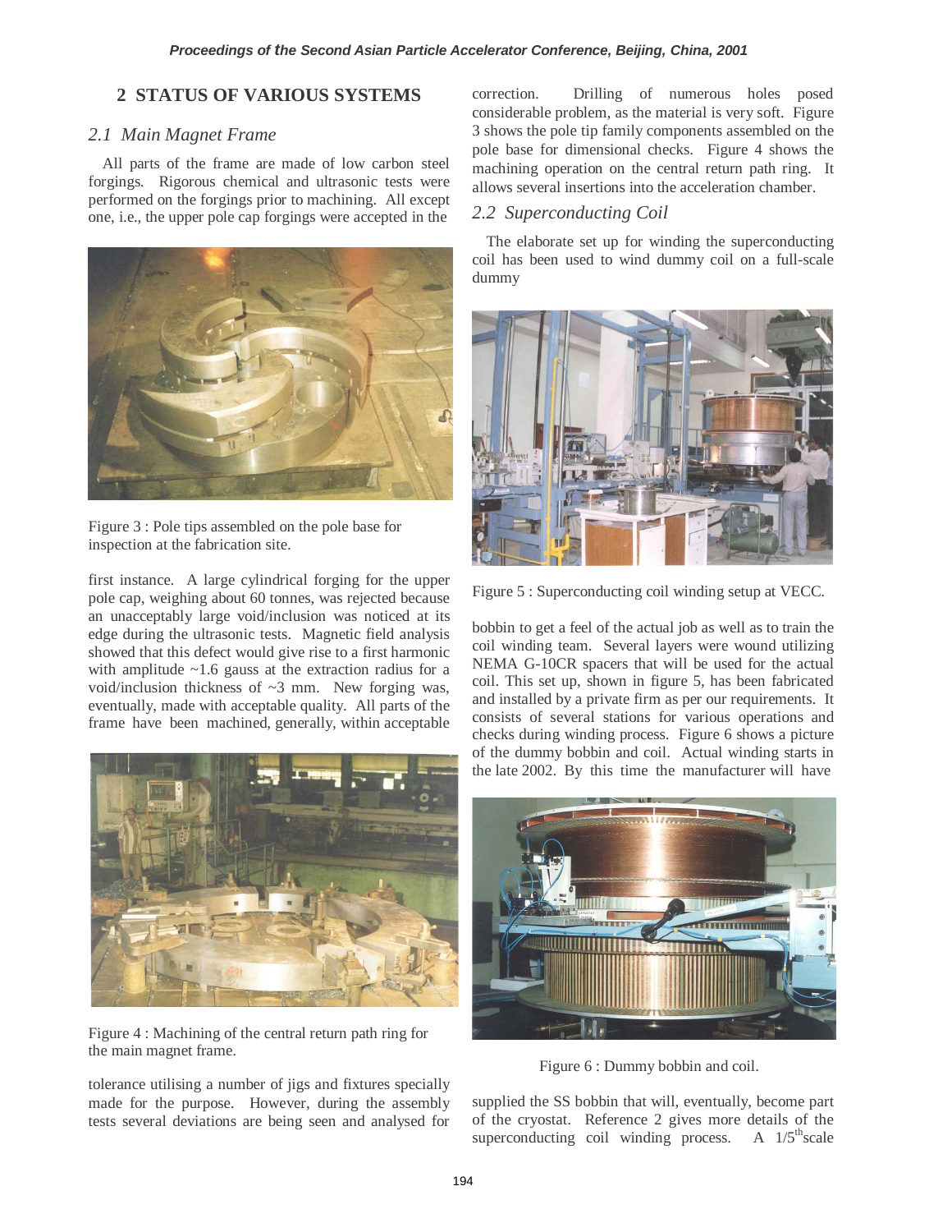## 2 STATUS OF VARIOUS SYSTEMS

### 2.1 Main Magnet Frame

All parts of the frame are made of low carbon steel forgings. Rigorous chemical and ultrasonic tests were performed on the forgings prior to machining. All except one, i.e., the upper pole cap forgings were accepted in the first instance. A large cylindrical forging for the upper pole cap, weighing about 60 tonnes, was rejected because an unacceptably large void/inclusion was noticed at its edge during the ultrasonic tests. Magnetic field analysis showed that this defect would give rise to a first harmonic with amplitude ~1.6 gauss at the extraction radius for a void/inclusion thickness of ~3 mm. New forging was, eventually, made with acceptable quality. All parts of the frame have been machined, generally, within acceptable tolerance utilising a number of jigs and fixtures specially made for the purpose. However, during the assembly tests several deviations are being seen and analysed for correction. Drilling of numerous holes posed considerable problem, as the material is very soft. Figure 3 shows the pole tip family components assembled on the pole base for dimensional checks. Figure 4 shows the machining operation on the central return path ring. It allows several insertions into the acceleration chamber.

Figure 3 : Pole tips assembled on the pole base for inspection at the fabrication site.

Figure 4 : Machining of the central return path ring for the main magnet frame.

### 2.2 Superconducting Coil

The elaborate set up for winding the superconducting coil has been used to wind dummy coil on a full-scale dummy bobbin to get a feel of the actual job as well as to train the coil winding team. Several layers were wound utilizing NEMA G-10CR spacers that will be used for the actual coil. This set up, shown in figure 5, has been fabricated and installed by a private firm as per our requirements. It consists of several stations for various operations and checks during winding process. Figure 6 shows a picture of the dummy bobbin and coil. Actual winding starts in the late 2002. By this time the manufacturer will have supplied the SS bobbin that will, eventually, become part of the cryostat. Reference 2 gives more details of the superconducting coil winding process. A 1/5$^{th}$scale

Figure 5 : Superconducting coil winding setup at VECC.

Figure 6 : Dummy bobbin and coil.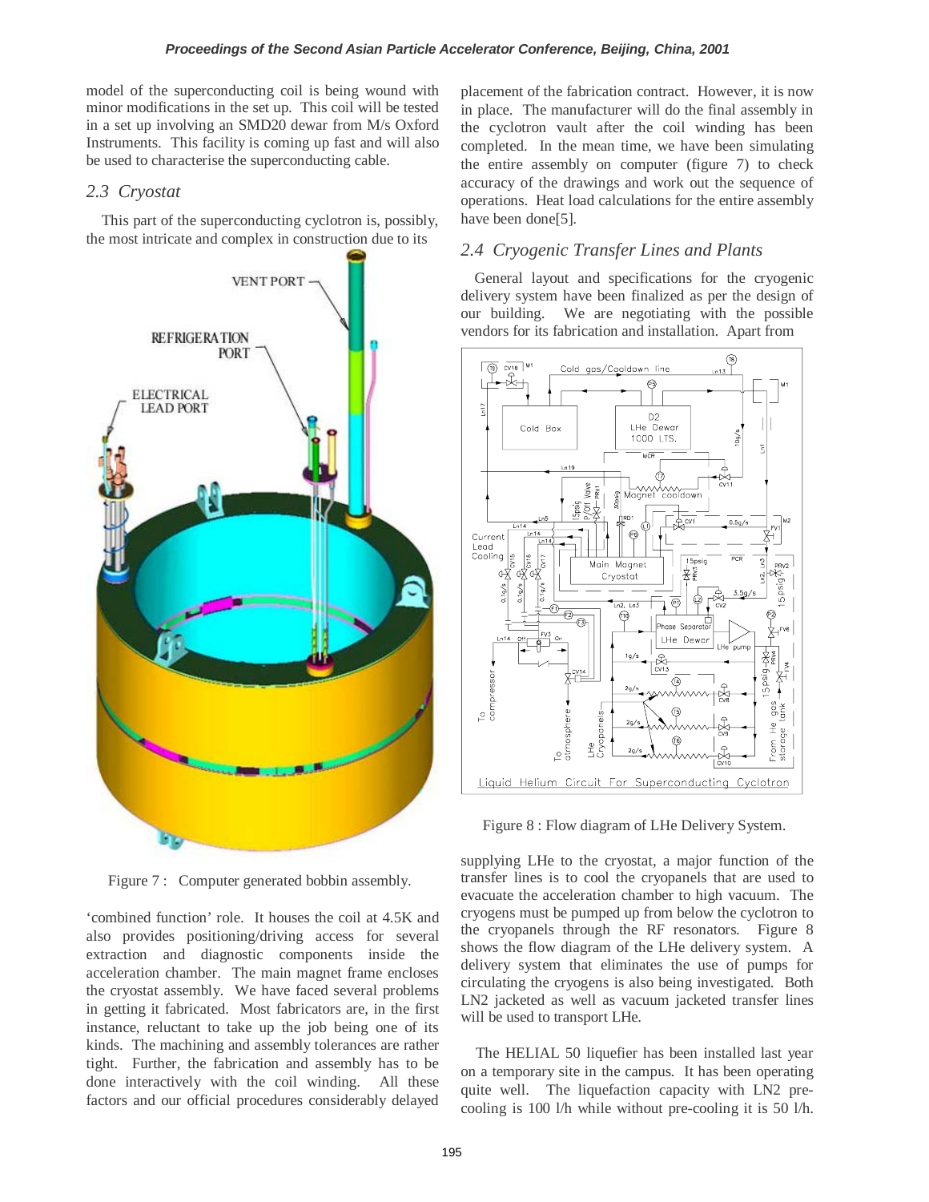model of the superconducting coil is being wound with minor modifications in the set up. This coil will be tested in a set up involving an SMD20 dewar from M/s Oxford Instruments. This facility is coming up fast and will also be used to characterise the superconducting cable.

### *2.3 Cryostat*

This part of the superconducting cyclotron is, possibly, the most intricate and complex in construction due to its 'combined function' role. It houses the coil at 4.5K and also provides positioning/driving access for several extraction and diagnostic components inside the acceleration chamber. The main magnet frame encloses the cryostat assembly. We have faced several problems in getting it fabricated. Most fabricators are, in the first instance, reluctant to take up the job being one of its kinds. The machining and assembly tolerances are rather tight. Further, the fabrication and assembly has to be done interactively with the coil winding. All these factors and our official procedures considerably delayed placement of the fabrication contract. However, it is now in place. The manufacturer will do the final assembly in the cyclotron vault after the coil winding has been completed. In the mean time, we have been simulating the entire assembly on computer (figure 7) to check accuracy of the drawings and work out the sequence of operations. Heat load calculations for the entire assembly have been done[5].

Figure 7 : Computer generated bobbin assembly.

### *2.4 Cryogenic Transfer Lines and Plants*

General layout and specifications for the cryogenic delivery system have been finalized as per the design of our building. We are negotiating with the possible vendors for its fabrication and installation. Apart from supplying LHe to the cryostat, a major function of the transfer lines is to cool the cryopanels that are used to evacuate the acceleration chamber to high vacuum. The cryogens must be pumped up from below the cyclotron to the cryopanels through the RF resonators. Figure 8 shows the flow diagram of the LHe delivery system. A delivery system that eliminates the use of pumps for circulating the cryogens is also being investigated. Both LN2 jacketed as well as vacuum jacketed transfer lines will be used to transport LHe.

Figure 8 : Flow diagram of LHe Delivery System.

The HELIAL 50 liquefier has been installed last year on a temporary site in the campus. It has been operating quite well. The liquefaction capacity with LN2 pre-cooling is 100 l/h while without pre-cooling it is 50 l/h.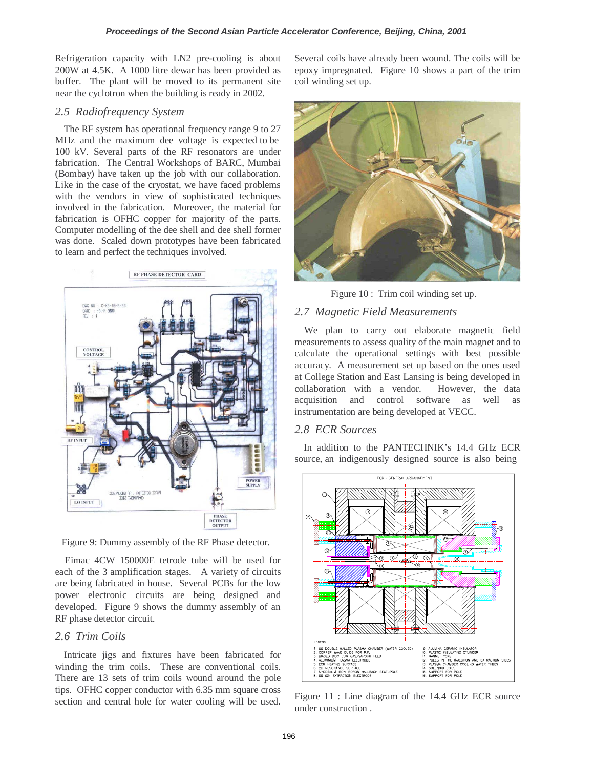Refrigeration capacity with LN2 pre-cooling is about 200W at 4.5K. A 1000 litre dewar has been provided as buffer. The plant will be moved to its permanent site near the cyclotron when the building is ready in 2002.

## *2.5 Radiofrequency System*

The RF system has operational frequency range 9 to 27 MHz and the maximum dee voltage is expected to be 100 kV. Several parts of the RF resonators are under fabrication. The Central Workshops of BARC, Mumbai (Bombay) have taken up the job with our collaboration. Like in the case of the cryostat, we have faced problems with the vendors in view of sophisticated techniques involved in the fabrication. Moreover, the material for fabrication is OFHC copper for majority of the parts. Computer modelling of the dee shell and dee shell former was done. Scaled down prototypes have been fabricated to learn and perfect the techniques involved.

Figure 9: Dummy assembly of the RF Phase detector.

Eimac 4CW 150000E tetrode tube will be used for each of the 3 amplification stages. A variety of circuits are being fabricated in house. Several PCBs for the low power electronic circuits are being designed and developed. Figure 9 shows the dummy assembly of an RF phase detector circuit.

## *2.6 Trim Coils*

Intricate jigs and fixtures have been fabricated for winding the trim coils. These are conventional coils. There are 13 sets of trim coils wound around the pole tips. OFHC copper conductor with 6.35 mm square cross section and central hole for water cooling will be used. Several coils have already been wound. The coils will be epoxy impregnated. Figure 10 shows a part of the trim coil winding set up.

Figure 10 : Trim coil winding set up.

## *2.7 Magnetic Field Measurements*

We plan to carry out elaborate magnetic field measurements to assess quality of the main magnet and to calculate the operational settings with best possible accuracy. A measurement set up based on the ones used at College Station and East Lansing is being developed in collaboration with a vendor. However, the data acquisition and control software as well as instrumentation are being developed at VECC.

## *2.8 ECR Sources*

In addition to the PANTECHNIK's 14.4 GHz ECR source, an indigenously designed source is also being

Figure 11 : Line diagram of the 14.4 GHz ECR source under construction .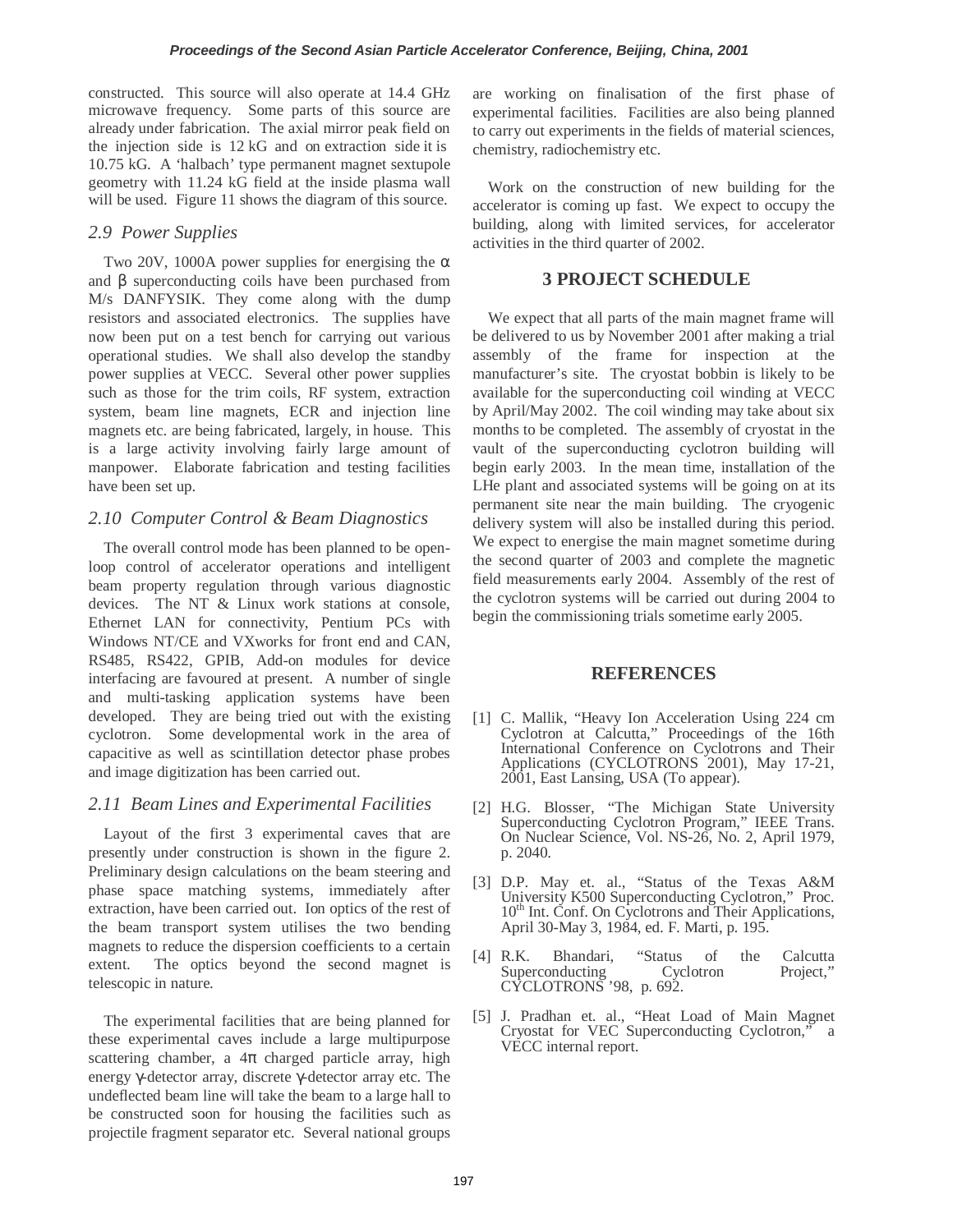constructed. This source will also operate at 14.4 GHz microwave frequency. Some parts of this source are already under fabrication. The axial mirror peak field on the injection side is 12 kG and on extraction side it is 10.75 kG. A 'halbach' type permanent magnet sextupole geometry with 11.24 kG field at the inside plasma wall will be used. Figure 11 shows the diagram of this source.

### *2.9 Power Supplies*

Two 20V, 1000A power supplies for energising the $\alpha$ and $\beta$ superconducting coils have been purchased from M/s DANFYSIK. They come along with the dump resistors and associated electronics. The supplies have now been put on a test bench for carrying out various operational studies. We shall also develop the standby power supplies at VECC. Several other power supplies such as those for the trim coils, RF system, extraction system, beam line magnets, ECR and injection line magnets etc. are being fabricated, largely, in house. This is a large activity involving fairly large amount of manpower. Elaborate fabrication and testing facilities have been set up.

### *2.10 Computer Control & Beam Diagnostics*

The overall control mode has been planned to be open-loop control of accelerator operations and intelligent beam property regulation through various diagnostic devices. The NT & Linux work stations at console, Ethernet LAN for connectivity, Pentium PCs with Windows NT/CE and VXworks for front end and CAN, RS485, RS422, GPIB, Add-on modules for device interfacing are favoured at present. A number of single and multi-tasking application systems have been developed. They are being tried out with the existing cyclotron. Some developmental work in the area of capacitive as well as scintillation detector phase probes and image digitization has been carried out.

### *2.11 Beam Lines and Experimental Facilities*

Layout of the first 3 experimental caves that are presently under construction is shown in the figure 2. Preliminary design calculations on the beam steering and phase space matching systems, immediately after extraction, have been carried out. Ion optics of the rest of the beam transport system utilises the two bending magnets to reduce the dispersion coefficients to a certain extent. The optics beyond the second magnet is telescopic in nature.

The experimental facilities that are being planned for these experimental caves include a large multipurpose scattering chamber, a $4\pi$ charged particle array, high energy $\gamma$-detector array, discrete $\gamma$-detector array etc. The undeflected beam line will take the beam to a large hall to be constructed soon for housing the facilities such as projectile fragment separator etc. Several national groups are working on finalisation of the first phase of experimental facilities. Facilities are also being planned to carry out experiments in the fields of material sciences, chemistry, radiochemistry etc.

Work on the construction of new building for the accelerator is coming up fast. We expect to occupy the building, along with limited services, for accelerator activities in the third quarter of 2002.

## 3 PROJECT SCHEDULE

We expect that all parts of the main magnet frame will be delivered to us by November 2001 after making a trial assembly of the frame for inspection at the manufacturer's site. The cryostat bobbin is likely to be available for the superconducting coil winding at VECC by April/May 2002. The coil winding may take about six months to be completed. The assembly of cryostat in the vault of the superconducting cyclotron building will begin early 2003. In the mean time, installation of the LHe plant and associated systems will be going on at its permanent site near the main building. The cryogenic delivery system will also be installed during this period. We expect to energise the main magnet sometime during the second quarter of 2003 and complete the magnetic field measurements early 2004. Assembly of the rest of the cyclotron systems will be carried out during 2004 to begin the commissioning trials sometime early 2005.

## REFERENCES

[1] C. Mallik, "Heavy Ion Acceleration Using 224 cm Cyclotron at Calcutta," Proceedings of the 16th International Conference on Cyclotrons and Their Applications (CYCLOTRONS 2001), May 17-21, 2001, East Lansing, USA (To appear).

[2] H.G. Blosser, "The Michigan State University Superconducting Cyclotron Program," IEEE Trans. On Nuclear Science, Vol. NS-26, No. 2, April 1979, p. 2040.

[3] D.P. May et. al., "Status of the Texas A&M University K500 Superconducting Cyclotron," Proc. 10th Int. Conf. On Cyclotrons and Their Applications, April 30-May 3, 1984, ed. F. Marti, p. 195.

[4] R.K. Bhandari, "Status of the Calcutta Superconducting Cyclotron Project," CYCLOTRONS '98, p. 692.

[5] J. Pradhan et. al., "Heat Load of Main Magnet Cryostat for VEC Superconducting Cyclotron," a VECC internal report.